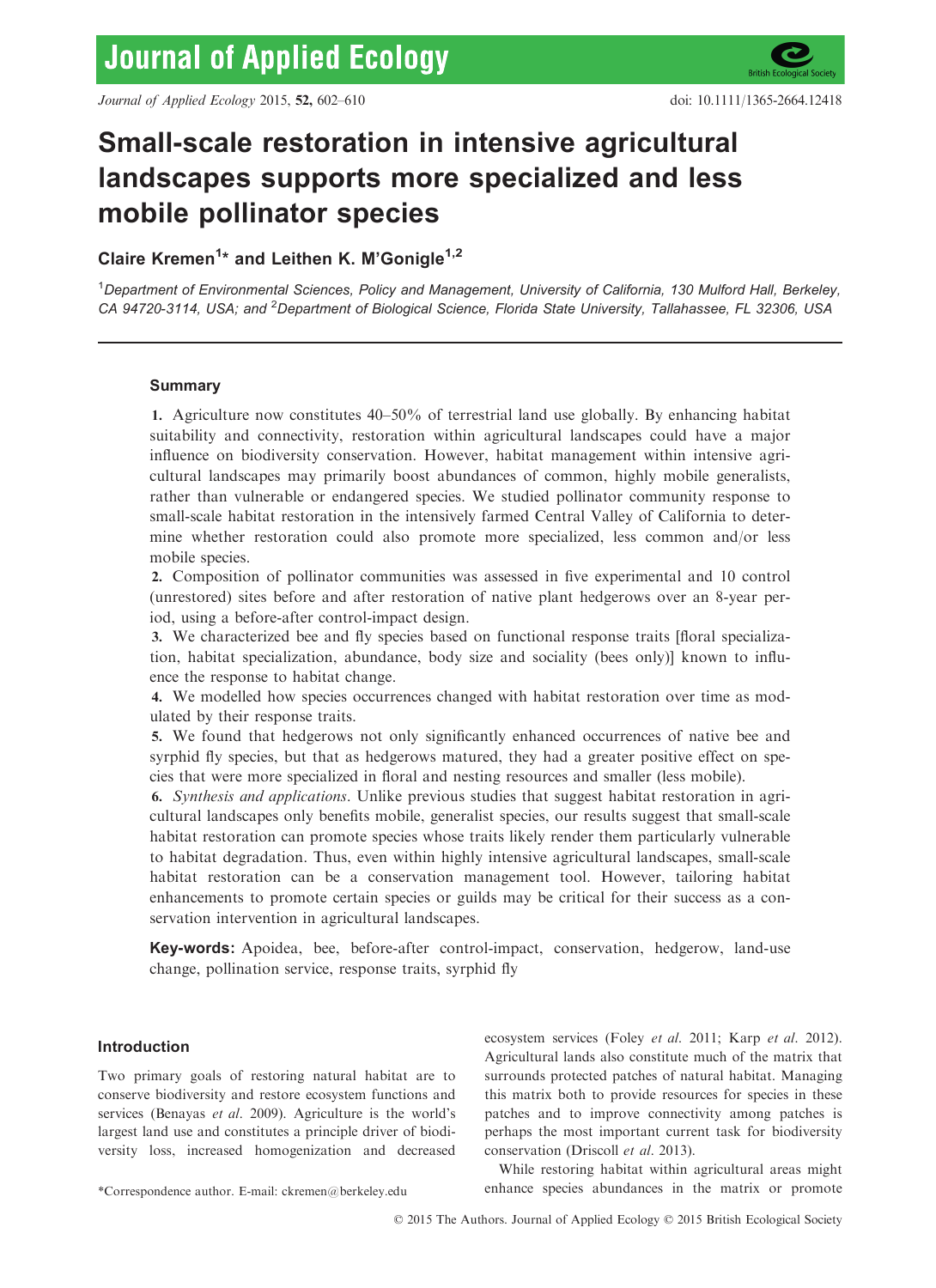# Small-scale restoration in intensive agricultural landscapes supports more specialized and less mobile pollinator species

**Claire Kremen[1]* and Leithen K. M'Gonigle[1,2]**

[1]*Department of Environmental Sciences, Policy and Management, University of California, 130 Mulford Hall, Berkeley, CA 94720-3114, USA; and* [2]*Department of Biological Science, Florida State University, Tallahassee, FL 32306, USA*

## Summary

**1.** Agriculture now constitutes 40–50% of terrestrial land use globally. By enhancing habitat suitability and connectivity, restoration within agricultural landscapes could have a major influence on biodiversity conservation. However, habitat management within intensive agricultural landscapes may primarily boost abundances of common, highly mobile generalists, rather than vulnerable or endangered species. We studied pollinator community response to small-scale habitat restoration in the intensively farmed Central Valley of California to determine whether restoration could also promote more specialized, less common and/or less mobile species.

**2.** Composition of pollinator communities was assessed in five experimental and 10 control (unrestored) sites before and after restoration of native plant hedgerows over an 8-year period, using a before-after control-impact design.

**3.** We characterized bee and fly species based on functional response traits [floral specialization, habitat specialization, abundance, body size and sociality (bees only)] known to influence the response to habitat change.

**4.** We modelled how species occurrences changed with habitat restoration over time as modulated by their response traits.

**5.** We found that hedgerows not only significantly enhanced occurrences of native bee and syrphid fly species, but that as hedgerows matured, they had a greater positive effect on species that were more specialized in floral and nesting resources and smaller (less mobile).

**6.** *Synthesis and applications*. Unlike previous studies that suggest habitat restoration in agricultural landscapes only benefits mobile, generalist species, our results suggest that small-scale habitat restoration can promote species whose traits likely render them particularly vulnerable to habitat degradation. Thus, even within highly intensive agricultural landscapes, small-scale habitat restoration can be a conservation management tool. However, tailoring habitat enhancements to promote certain species or guilds may be critical for their success as a conservation intervention in agricultural landscapes.

**Key-words:** Apoidea, bee, before-after control-impact, conservation, hedgerow, land-use change, pollination service, response traits, syrphid fly

## Introduction

Two primary goals of restoring natural habitat are to conserve biodiversity and restore ecosystem functions and services (Benayas *et al.* 2009). Agriculture is the world's largest land use and constitutes a principle driver of biodiversity loss, increased homogenization and decreased ecosystem services (Foley *et al.* 2011; Karp *et al.* 2012). Agricultural lands also constitute much of the matrix that surrounds protected patches of natural habitat. Managing this matrix both to provide resources for species in these patches and to improve connectivity among patches is perhaps the most important current task for biodiversity conservation (Driscoll *et al.* 2013).

While restoring habitat within agricultural areas might enhance species abundances in the matrix or promote

*Correspondence author. E-mail: ckremen@berkeley.edu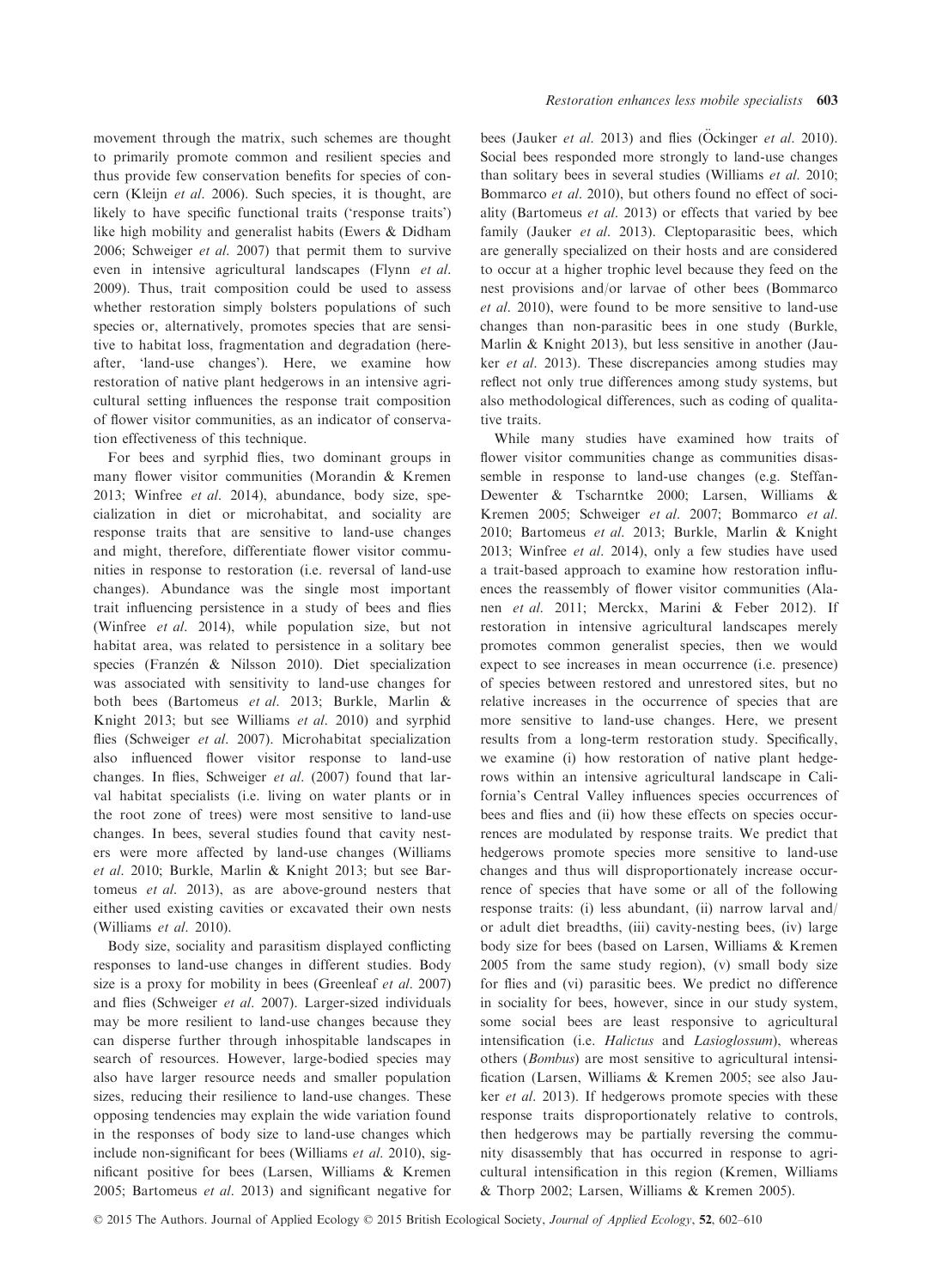movement through the matrix, such schemes are thought to primarily promote common and resilient species and thus provide few conservation benefits for species of concern (Kleijn *et al.* 2006). Such species, it is thought, are likely to have specific functional traits ('response traits') like high mobility and generalist habits (Ewers & Didham 2006; Schweiger *et al.* 2007) that permit them to survive even in intensive agricultural landscapes (Flynn *et al.* 2009). Thus, trait composition could be used to assess whether restoration simply bolsters populations of such species or, alternatively, promotes species that are sensitive to habitat loss, fragmentation and degradation (hereafter, 'land-use changes'). Here, we examine how restoration of native plant hedgerows in an intensive agricultural setting influences the response trait composition of flower visitor communities, as an indicator of conservation effectiveness of this technique.

For bees and syrphid flies, two dominant groups in many flower visitor communities (Morandin & Kremen 2013; Winfree *et al.* 2014), abundance, body size, specialization in diet or microhabitat, and sociality are response traits that are sensitive to land-use changes and might, therefore, differentiate flower visitor communities in response to restoration (i.e. reversal of land-use changes). Abundance was the single most important trait influencing persistence in a study of bees and flies (Winfree *et al.* 2014), while population size, but not habitat area, was related to persistence in a solitary bee species (Franzén & Nilsson 2010). Diet specialization was associated with sensitivity to land-use changes for both bees (Bartomeus *et al.* 2013; Burkle, Marlin & Knight 2013; but see Williams *et al.* 2010) and syrphid flies (Schweiger *et al.* 2007). Microhabitat specialization also influenced flower visitor response to land-use changes. In flies, Schweiger *et al.* (2007) found that larval habitat specialists (i.e. living on water plants or in the root zone of trees) were most sensitive to land-use changes. In bees, several studies found that cavity nesters were more affected by land-use changes (Williams *et al.* 2010; Burkle, Marlin & Knight 2013; but see Bartomeus *et al.* 2013), as are above-ground nesters that either used existing cavities or excavated their own nests (Williams *et al.* 2010).

Body size, sociality and parasitism displayed conflicting responses to land-use changes in different studies. Body size is a proxy for mobility in bees (Greenleaf *et al.* 2007) and flies (Schweiger *et al.* 2007). Larger-sized individuals may be more resilient to land-use changes because they can disperse further through inhospitable landscapes in search of resources. However, large-bodied species may also have larger resource needs and smaller population sizes, reducing their resilience to land-use changes. These opposing tendencies may explain the wide variation found in the responses of body size to land-use changes which include non-significant for bees (Williams *et al.* 2010), significant positive for bees (Larsen, Williams & Kremen 2005; Bartomeus *et al.* 2013) and significant negative for bees (Jauker *et al.* 2013) and flies (Öckinger *et al.* 2010). Social bees responded more strongly to land-use changes than solitary bees in several studies (Williams *et al.* 2010; Bommarco *et al.* 2010), but others found no effect of sociality (Bartomeus *et al.* 2013) or effects that varied by bee family (Jauker *et al.* 2013). Cleptoparasitic bees, which are generally specialized on their hosts and are considered to occur at a higher trophic level because they feed on the nest provisions and/or larvae of other bees (Bommarco *et al.* 2010), were found to be more sensitive to land-use changes than non-parasitic bees in one study (Burkle, Marlin & Knight 2013), but less sensitive in another (Jauker *et al.* 2013). These discrepancies among studies may reflect not only true differences among study systems, but also methodological differences, such as coding of qualitative traits.

While many studies have examined how traits of flower visitor communities change as communities disassemble in response to land-use changes (e.g. Steffan-Dewenter & Tscharntke 2000; Larsen, Williams & Kremen 2005; Schweiger *et al.* 2007; Bommarco *et al.* 2010; Bartomeus *et al.* 2013; Burkle, Marlin & Knight 2013; Winfree *et al.* 2014), only a few studies have used a trait-based approach to examine how restoration influences the reassembly of flower visitor communities (Alanen *et al.* 2011; Merckx, Marini & Feber 2012). If restoration in intensive agricultural landscapes merely promotes common generalist species, then we would expect to see increases in mean occurrence (i.e. presence) of species between restored and unrestored sites, but no relative increases in the occurrence of species that are more sensitive to land-use changes. Here, we present results from a long-term restoration study. Specifically, we examine (i) how restoration of native plant hedgerows within an intensive agricultural landscape in California's Central Valley influences species occurrences of bees and flies and (ii) how these effects on species occurrences are modulated by response traits. We predict that hedgerows promote species more sensitive to land-use changes and thus will disproportionately increase occurrence of species that have some or all of the following response traits: (i) less abundant, (ii) narrow larval and/or adult diet breadths, (iii) cavity-nesting bees, (iv) large body size for bees (based on Larsen, Williams & Kremen 2005 from the same study region), (v) small body size for flies and (vi) parasitic bees. We predict no difference in sociality for bees, however, since in our study system, some social bees are least responsive to agricultural intensification (i.e. *Halictus* and *Lasioglossum*), whereas others (*Bombus*) are most sensitive to agricultural intensification (Larsen, Williams & Kremen 2005; see also Jauker *et al.* 2013). If hedgerows promote species with these response traits disproportionately relative to controls, then hedgerows may be partially reversing the community disassembly that has occurred in response to agricultural intensification in this region (Kremen, Williams & Thorp 2002; Larsen, Williams & Kremen 2005).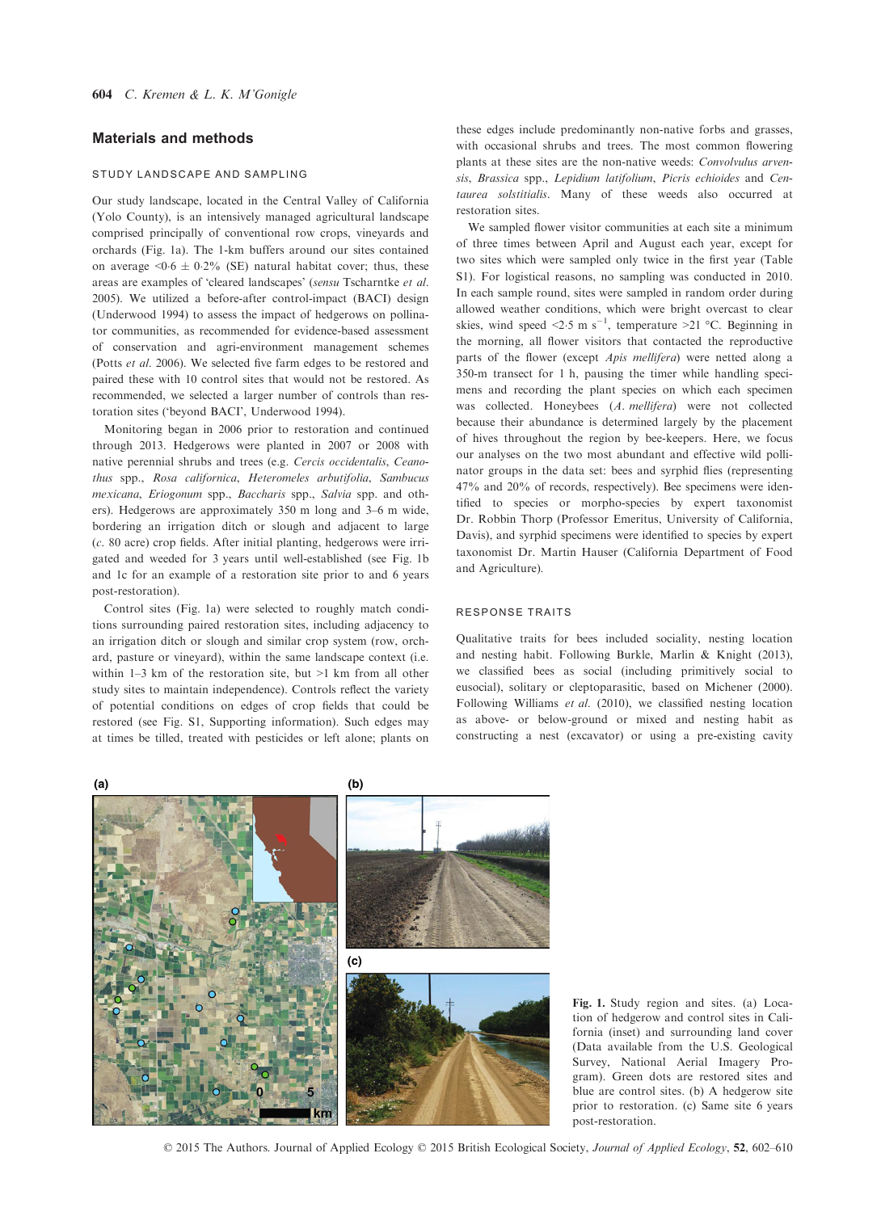## Materials and methods

### STUDY LANDSCAPE AND SAMPLING

Our study landscape, located in the Central Valley of California (Yolo County), is an intensively managed agricultural landscape comprised principally of conventional row crops, vineyards and orchards (Fig. 1a). The 1-km buffers around our sites contained on average <0·6 ± 0·2% (SE) natural habitat cover; thus, these areas are examples of 'cleared landscapes' (*sensu* Tscharntke *et al.* 2005). We utilized a before-after control-impact (BACI) design (Underwood 1994) to assess the impact of hedgerows on pollinator communities, as recommended for evidence-based assessment of conservation and agri-environment management schemes (Potts *et al.* 2006). We selected five farm edges to be restored and paired these with 10 control sites that would not be restored. As recommended, we selected a larger number of controls than restoration sites ('beyond BACI', Underwood 1994).

Monitoring began in 2006 prior to restoration and continued through 2013. Hedgerows were planted in 2007 or 2008 with native perennial shrubs and trees (e.g. *Cercis occidentalis*, *Ceanothus* spp., *Rosa californica*, *Heteromeles arbutifolia*, *Sambucus mexicana*, *Eriogonum* spp., *Baccharis* spp., *Salvia* spp. and others). Hedgerows are approximately 350 m long and 3–6 m wide, bordering an irrigation ditch or slough and adjacent to large (*c.* 80 acre) crop fields. After initial planting, hedgerows were irrigated and weeded for 3 years until well-established (see Fig. 1b and 1c for an example of a restoration site prior to and 6 years post-restoration).

Control sites (Fig. 1a) were selected to roughly match conditions surrounding paired restoration sites, including adjacency to an irrigation ditch or slough and similar crop system (row, orchard, pasture or vineyard), within the same landscape context (i.e. within 1–3 km of the restoration site, but >1 km from all other study sites to maintain independence). Controls reflect the variety of potential conditions on edges of crop fields that could be restored (see Fig. S1, Supporting information). Such edges may at times be tilled, treated with pesticides or left alone; plants on these edges include predominantly non-native forbs and grasses, with occasional shrubs and trees. The most common flowering plants at these sites are the non-native weeds: *Convolvulus arvensis*, *Brassica* spp., *Lepidium latifolium*, *Picris echioides* and *Centaurea solstitialis*. Many of these weeds also occurred at restoration sites.

We sampled flower visitor communities at each site a minimum of three times between April and August each year, except for two sites which were sampled only twice in the first year (Table S1). For logistical reasons, no sampling was conducted in 2010. In each sample round, sites were sampled in random order during allowed weather conditions, which were bright overcast to clear skies, wind speed <2·5 m s$^{-1}$, temperature >21 °C. Beginning in the morning, all flower visitors that contacted the reproductive parts of the flower (except *Apis mellifera*) were netted along a 350-m transect for 1 h, pausing the timer while handling specimens and recording the plant species on which each specimen was collected. Honeybees (*A. mellifera*) were not collected because their abundance is determined largely by the placement of hives throughout the region by bee-keepers. Here, we focus our analyses on the two most abundant and effective wild pollinator groups in the data set: bees and syrphid flies (representing 47% and 20% of records, respectively). Bee specimens were identified to species or morpho-species by expert taxonomist Dr. Robbin Thorp (Professor Emeritus, University of California, Davis), and syrphid specimens were identified to species by expert taxonomist Dr. Martin Hauser (California Department of Food and Agriculture).

### RESPONSE TRAITS

Qualitative traits for bees included sociality, nesting location and nesting habit. Following Burkle, Marlin & Knight (2013), we classified bees as social (including primitively social to eusocial), solitary or cleptoparasitic, based on Michener (2000). Following Williams *et al.* (2010), we classified nesting location as above- or below-ground or mixed and nesting habit as constructing a nest (excavator) or using a pre-existing cavity

**Fig. 1.** Study region and sites. (a) Location of hedgerow and control sites in California (inset) and surrounding land cover (Data available from the U.S. Geological Survey, National Aerial Imagery Program). Green dots are restored sites and blue are control sites. (b) A hedgerow site prior to restoration. (c) Same site 6 years post-restoration.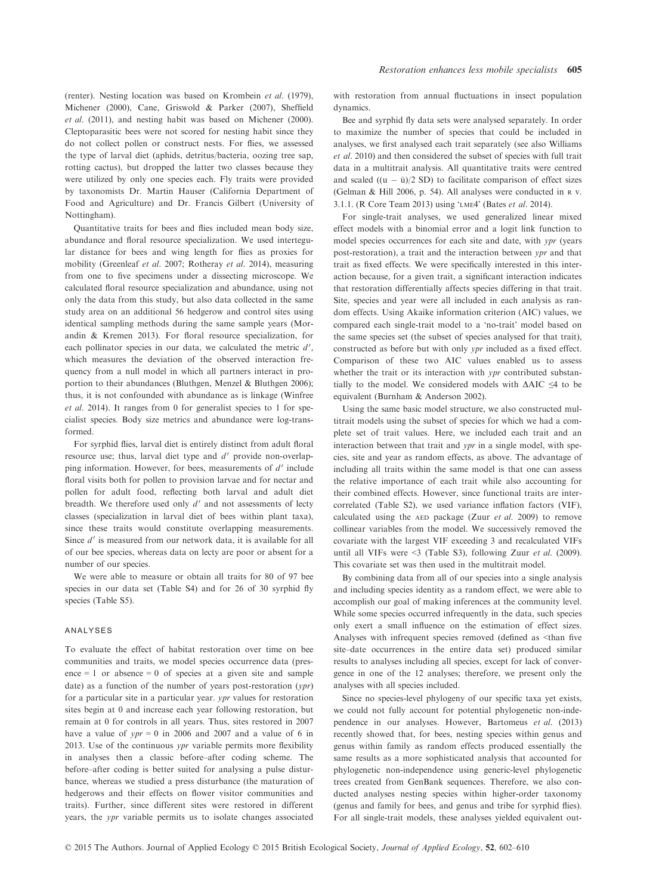(renter). Nesting location was based on Krombein *et al.* (1979), Michener (2000), Cane, Griswold & Parker (2007), Sheffield *et al.* (2011), and nesting habit was based on Michener (2000). Cleptoparasitic bees were not scored for nesting habit since they do not collect pollen or construct nests. For flies, we assessed the type of larval diet (aphids, detritus/bacteria, oozing tree sap, rotting cactus), but dropped the latter two classes because they were utilized by only one species each. Fly traits were provided by taxonomists Dr. Martin Hauser (California Department of Food and Agriculture) and Dr. Francis Gilbert (University of Nottingham).

Quantitative traits for bees and flies included mean body size, abundance and floral resource specialization. We used intertegular distance for bees and wing length for flies as proxies for mobility (Greenleaf *et al.* 2007; Rotheray *et al.* 2014), measuring from one to five specimens under a dissecting microscope. We calculated floral resource specialization and abundance, using not only the data from this study, but also data collected in the same study area on an additional 56 hedgerow and control sites using identical sampling methods during the same sample years (Morandin & Kremen 2013). For floral resource specialization, for each pollinator species in our data, we calculated the metric $d'$, which measures the deviation of the observed interaction frequency from a null model in which all partners interact in proportion to their abundances (Bluthgen, Menzel & Bluthgen 2006); thus, it is not confounded with abundance as is linkage (Winfree *et al.* 2014). It ranges from 0 for generalist species to 1 for specialist species. Body size metrics and abundance were log-transformed.

For syrphid flies, larval diet is entirely distinct from adult floral resource use; thus, larval diet type and $d'$ provide non-overlapping information. However, for bees, measurements of $d'$ include floral visits both for pollen to provision larvae and for nectar and pollen for adult food, reflecting both larval and adult diet breadth. We therefore used only $d'$ and not assessments of lecty classes (specialization in larval diet of bees within plant taxa), since these traits would constitute overlapping measurements. Since $d'$ is measured from our network data, it is available for all of our bee species, whereas data on lecty are poor or absent for a number of our species.

We were able to measure or obtain all traits for 80 of 97 bee species in our data set (Table S4) and for 26 of 30 syrphid fly species (Table S5).

## ANALYSES

To evaluate the effect of habitat restoration over time on bee communities and traits, we model species occurrence data (presence = 1 or absence = 0 of species at a given site and sample date) as a function of the number of years post-restoration (*ypr*) for a particular site in a particular year. *ypr* values for restoration sites begin at 0 and increase each year following restoration, but remain at 0 for controls in all years. Thus, sites restored in 2007 have a value of *ypr* = 0 in 2006 and 2007 and a value of 6 in 2013. Use of the continuous *ypr* variable permits more flexibility in analyses then a classic before–after coding scheme. The before–after coding is better suited for analysing a pulse disturbance, whereas we studied a press disturbance (the maturation of hedgerows and their effects on flower visitor communities and traits). Further, since different sites were restored in different years, the *ypr* variable permits us to isolate changes associated with restoration from annual fluctuations in insect population dynamics.

Bee and syrphid fly data sets were analysed separately. In order to maximize the number of species that could be included in analyses, we first analysed each trait separately (see also Williams *et al.* 2010) and then considered the subset of species with full trait data in a multitrait analysis. All quantitative traits were centred and scaled ($(u - \hat{u})/2$ SD) to facilitate comparison of effect sizes (Gelman & Hill 2006, p. 54). All analyses were conducted in R v. 3.1.1. (R Core Team 2013) using 'LME4' (Bates *et al.* 2014).

For single-trait analyses, we used generalized linear mixed effect models with a binomial error and a logit link function to model species occurrences for each site and date, with *ypr* (years post-restoration), a trait and the interaction between *ypr* and that trait as fixed effects. We were specifically interested in this interaction because, for a given trait, a significant interaction indicates that restoration differentially affects species differing in that trait. Site, species and year were all included in each analysis as random effects. Using Akaike information criterion (AIC) values, we compared each single-trait model to a 'no-trait' model based on the same species set (the subset of species analysed for that trait), constructed as before but with only *ypr* included as a fixed effect. Comparison of these two AIC values enabled us to assess whether the trait or its interaction with *ypr* contributed substantially to the model. We considered models with $\Delta$AIC $\leq 4$ to be equivalent (Burnham & Anderson 2002).

Using the same basic model structure, we also constructed multitrait models using the subset of species for which we had a complete set of trait values. Here, we included each trait and an interaction between that trait and *ypr* in a single model, with species, site and year as random effects, as above. The advantage of including all traits within the same model is that one can assess the relative importance of each trait while also accounting for their combined effects. However, since functional traits are intercorrelated (Table S2), we used variance inflation factors (VIF), calculated using the AED package (Zuur *et al.* 2009) to remove collinear variables from the model. We successively removed the covariate with the largest VIF exceeding 3 and recalculated VIFs until all VIFs were <3 (Table S3), following Zuur *et al.* (2009). This covariate set was then used in the multitrait model.

By combining data from all of our species into a single analysis and including species identity as a random effect, we were able to accomplish our goal of making inferences at the community level. While some species occurred infrequently in the data, such species only exert a small influence on the estimation of effect sizes. Analyses with infrequent species removed (defined as <than five site–date occurrences in the entire data set) produced similar results to analyses including all species, except for lack of convergence in one of the 12 analyses; therefore, we present only the analyses with all species included.

Since no species-level phylogeny of our specific taxa yet exists, we could not fully account for potential phylogenetic non-independence in our analyses. However, Bartomeus *et al.* (2013) recently showed that, for bees, nesting species within genus and genus within family as random effects produced essentially the same results as a more sophisticated analysis that accounted for phylogenetic non-independence using generic-level phylogenetic trees created from GenBank sequences. Therefore, we also conducted analyses nesting species within higher-order taxonomy (genus and family for bees, and genus and tribe for syrphid flies). For all single-trait models, these analyses yielded equivalent out-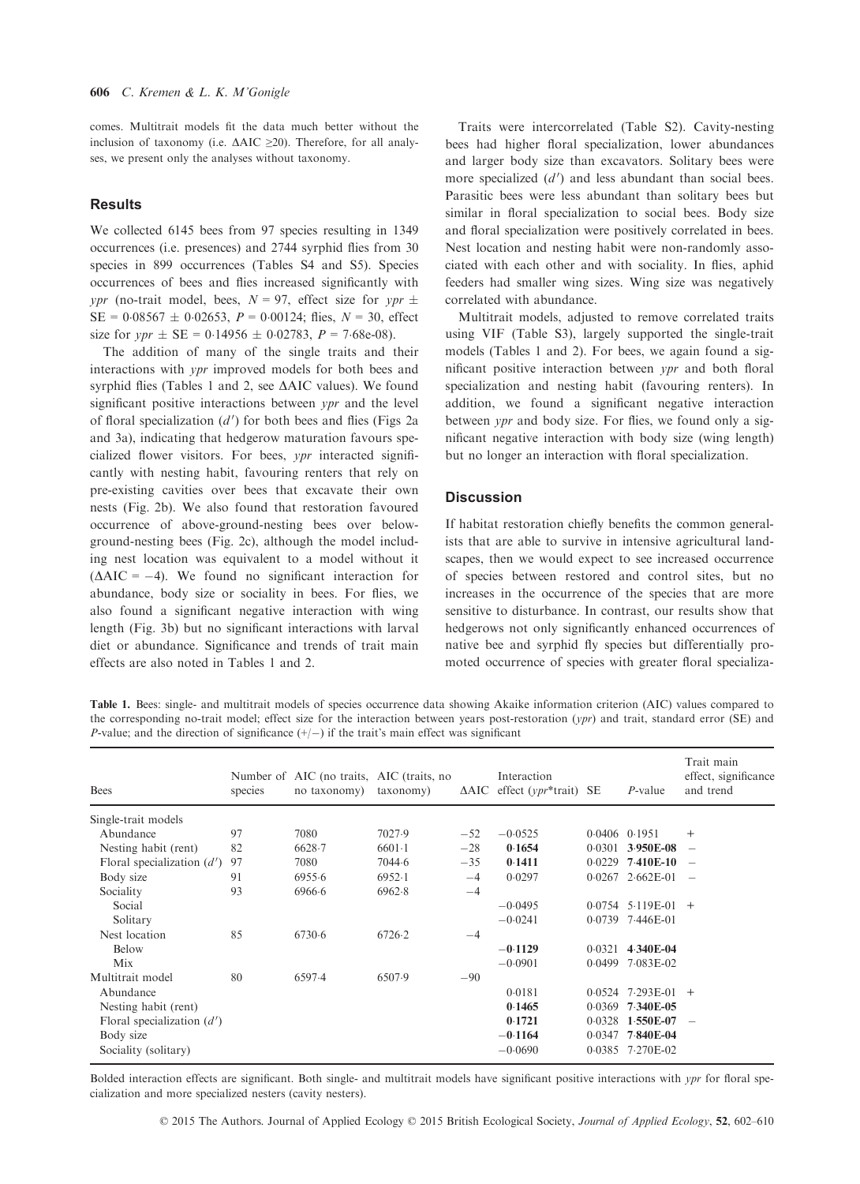comes. Multitrait models fit the data much better without the inclusion of taxonomy (i.e. ΔAIC ≥20). Therefore, for all analyses, we present only the analyses without taxonomy.

## Results

We collected 6145 bees from 97 species resulting in 1349 occurrences (i.e. presences) and 2744 syrphid flies from 30 species in 899 occurrences (Tables S4 and S5). Species occurrences of bees and flies increased significantly with *ypr* (no-trait model, bees, $N = 97$, effect size for *ypr* ± SE = 0·08567 ± 0·02653, $P = 0·00124$; flies, $N = 30$, effect size for *ypr* ± SE = 0·14956 ± 0·02783, $P = 7·68e\text{-}08$).

The addition of many of the single traits and their interactions with *ypr* improved models for both bees and syrphid flies (Tables 1 and 2, see ΔAIC values). We found significant positive interactions between *ypr* and the level of floral specialization ($d'$) for both bees and flies (Figs 2a and 3a), indicating that hedgerow maturation favours specialized flower visitors. For bees, *ypr* interacted significantly with nesting habit, favouring renters that rely on pre-existing cavities over bees that excavate their own nests (Fig. 2b). We also found that restoration favoured occurrence of above-ground-nesting bees over below-ground-nesting bees (Fig. 2c), although the model including nest location was equivalent to a model without it (ΔAIC = −4). We found no significant interaction for abundance, body size or sociality in bees. For flies, we also found a significant negative interaction with wing length (Fig. 3b) but no significant interactions with larval diet or abundance. Significance and trends of trait main effects are also noted in Tables 1 and 2.

Traits were intercorrelated (Table S2). Cavity-nesting bees had higher floral specialization, lower abundances and larger body size than excavators. Solitary bees were more specialized ($d'$) and less abundant than social bees. Parasitic bees were less abundant than solitary bees but similar in floral specialization to social bees. Body size and floral specialization were positively correlated in bees. Nest location and nesting habit were non-randomly associated with each other and with sociality. In flies, aphid feeders had smaller wing sizes. Wing size was negatively correlated with abundance.

Multitrait models, adjusted to remove correlated traits using VIF (Table S3), largely supported the single-trait models (Tables 1 and 2). For bees, we again found a significant positive interaction between *ypr* and both floral specialization and nesting habit (favouring renters). In addition, we found a significant negative interaction between *ypr* and body size. For flies, we found only a significant negative interaction with body size (wing length) but no longer an interaction with floral specialization.

## Discussion

If habitat restoration chiefly benefits the common generalists that are able to survive in intensive agricultural landscapes, then we would expect to see increased occurrence of species between restored and control sites, but no increases in the occurrence of the species that are more sensitive to disturbance. In contrast, our results show that hedgerows not only significantly enhanced occurrences of native bee and syrphid fly species but differentially promoted occurrence of species with greater floral specializa-

**Table 1.** Bees: single- and multitrait models of species occurrence data showing Akaike information criterion (AIC) values compared to the corresponding no-trait model; effect size for the interaction between years post-restoration (*ypr*) and trait, standard error (SE) and *P*-value; and the direction of significance (+/−) if the trait's main effect was significant

| Bees | Number of species | AIC (no traits, no taxonomy) | AIC (traits, no taxonomy) | ΔAIC | Interaction effect (*ypr*\*trait) | SE | *P*-value | Trait main effect, significance and trend |
|---|---|---|---|---|---|---|---|---|
| Single-trait models | | | | | | | | |
| Abundance | 97 | 7080 | 7027·9 | −52 | −0·0525 | 0·0406 | 0·1951 | + |
| Nesting habit (rent) | 82 | 6628·7 | 6601·1 | −28 | **0·1654** | 0·0301 | **3·950E-08** | − |
| Floral specialization ($d'$) | 97 | 7080 | 7044·6 | −35 | **0·1411** | 0·0229 | **7·410E-10** | − |
| Body size | 91 | 6955·6 | 6952·1 | −4 | 0·0297 | 0·0267 | 2·662E-01 | − |
| Sociality | 93 | 6966·6 | 6962·8 | −4 | | | | |
| Social | | | | | −0·0495 | 0·0754 | 5·119E-01 | + |
| Solitary | | | | | −0·0241 | 0·0739 | 7·446E-01 | |
| Nest location | 85 | 6730·6 | 6726·2 | −4 | | | | |
| Below | | | | | **−0·1129** | 0·0321 | **4·340E-04** | |
| Mix | | | | | −0·0901 | 0·0499 | 7·083E-02 | |
| Multitrait model | 80 | 6597·4 | 6507·9 | −90 | | | | |
| Abundance | | | | | 0·0181 | 0·0524 | 7·293E-01 | + |
| Nesting habit (rent) | | | | | **0·1465** | 0·0369 | **7·340E-05** | |
| Floral specialization ($d'$) | | | | | **0·1721** | 0·0328 | **1·550E-07** | − |
| Body size | | | | | **−0·1164** | 0·0347 | **7·840E-04** | |
| Sociality (solitary) | | | | | −0·0690 | 0·0385 | 7·270E-02 | |

Bolded interaction effects are significant. Both single- and multitrait models have significant positive interactions with *ypr* for floral specialization and more specialized nesters (cavity nesters).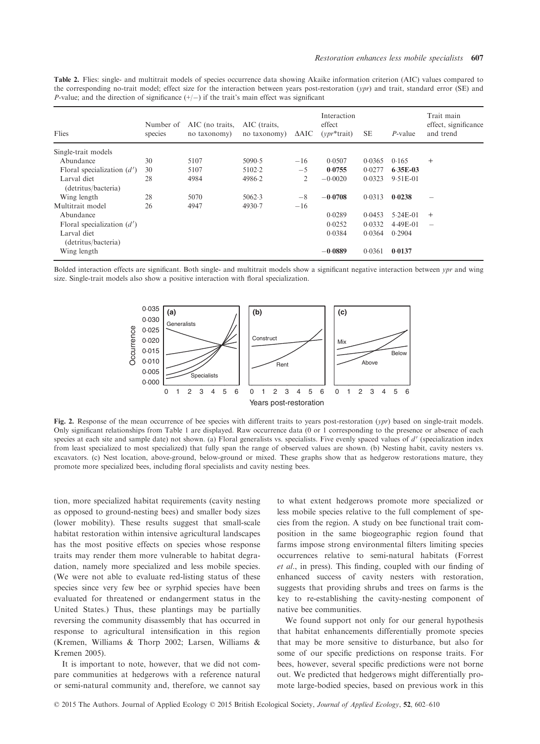**Table 2.** Flies: single- and multitrait models of species occurrence data showing Akaike information criterion (AIC) values compared to the corresponding no-trait model; effect size for the interaction between years post-restoration (*ypr*) and trait, standard error (SE) and *P*-value; and the direction of significance (+/−) if the trait's main effect was significant

| Flies | Number of species | AIC (no traits, no taxonomy) | AIC (traits, no taxonomy) | ΔAIC | Interaction effect (*ypr*\*trait) | SE | *P*-value | Trait main effect, significance and trend |
|---|---|---|---|---|---|---|---|---|
| Single-trait models | | | | | | | | |
| Abundance | 30 | 5107 | 5090·5 | −16 | 0·0507 | 0·0365 | 0·165 | + |
| Floral specialization ($d'$) | 30 | 5107 | 5102·2 | −5 | **0·0755** | 0·0277 | **6·35E-03** | |
| Larval diet (detritus/bacteria) | 28 | 4984 | 4986·2 | 2 | −0·0020 | 0·0323 | 9·51E-01 | |
| Wing length | 28 | 5070 | 5062·3 | −8 | **−0·0708** | 0·0313 | **0·0238** | − |
| Multitrait model | 26 | 4947 | 4930·7 | −16 | | | | |
| Abundance | | | | | 0·0289 | 0·0453 | 5·24E-01 | + |
| Floral specialization ($d'$) | | | | | 0·0252 | 0·0332 | 4·49E-01 | − |
| Larval diet (detritus/bacteria) | | | | | 0·0384 | 0·0364 | 0·2904 | |
| Wing length | | | | | **−0·0889** | 0·0361 | **0·0137** | |

Bolded interaction effects are significant. Both single- and multitrait models show a significant negative interaction between *ypr* and wing size. Single-trait models also show a positive interaction with floral specialization.

Occurrence
0·035
0·030
0·025
0·020
0·015
0·010
0·005
0·000
(a)
Generalists
Specialists
(b)
Construct
Rent
(c)
Mix
Below
Above
0 1 2 3 4 5 6
Years post-restoration

**Fig. 2.** Response of the mean occurrence of bee species with different traits to years post-restoration (*ypr*) based on single-trait models. Only significant relationships from Table 1 are displayed. Raw occurrence data (0 or 1 corresponding to the presence or absence of each species at each site and sample date) not shown. (a) Floral generalists vs. specialists. Five evenly spaced values of $d'$ (specialization index from least specialized to most specialized) that fully span the range of observed values are shown. (b) Nesting habit, cavity nesters vs. excavators. (c) Nest location, above-ground, below-ground or mixed. These graphs show that as hedgerow restorations mature, they promote more specialized bees, including floral specialists and cavity nesting bees.

tion, more specialized habitat requirements (cavity nesting as opposed to ground-nesting bees) and smaller body sizes (lower mobility). These results suggest that small-scale habitat restoration within intensive agricultural landscapes has the most positive effects on species whose response traits may render them more vulnerable to habitat degradation, namely more specialized and less mobile species. (We were not able to evaluate red-listing status of these species since very few bee or syrphid species have been evaluated for threatened or endangerment status in the United States.) Thus, these plantings may be partially reversing the community disassembly that has occurred in response to agricultural intensification in this region (Kremen, Williams & Thorp 2002; Larsen, Williams & Kremen 2005).

It is important to note, however, that we did not compare communities at hedgerows with a reference natural or semi-natural community and, therefore, we cannot say to what extent hedgerows promote more specialized or less mobile species relative to the full complement of species from the region. A study on bee functional trait composition in the same biogeographic region found that farms impose strong environmental filters limiting species occurrences relative to semi-natural habitats (Forrest *et al*., in press). This finding, coupled with our finding of enhanced success of cavity nesters with restoration, suggests that providing shrubs and trees on farms is the key to re-establishing the cavity-nesting component of native bee communities.

We found support not only for our general hypothesis that habitat enhancements differentially promote species that may be more sensitive to disturbance, but also for some of our specific predictions on response traits. For bees, however, several specific predictions were not borne out. We predicted that hedgerows might differentially promote large-bodied species, based on previous work in this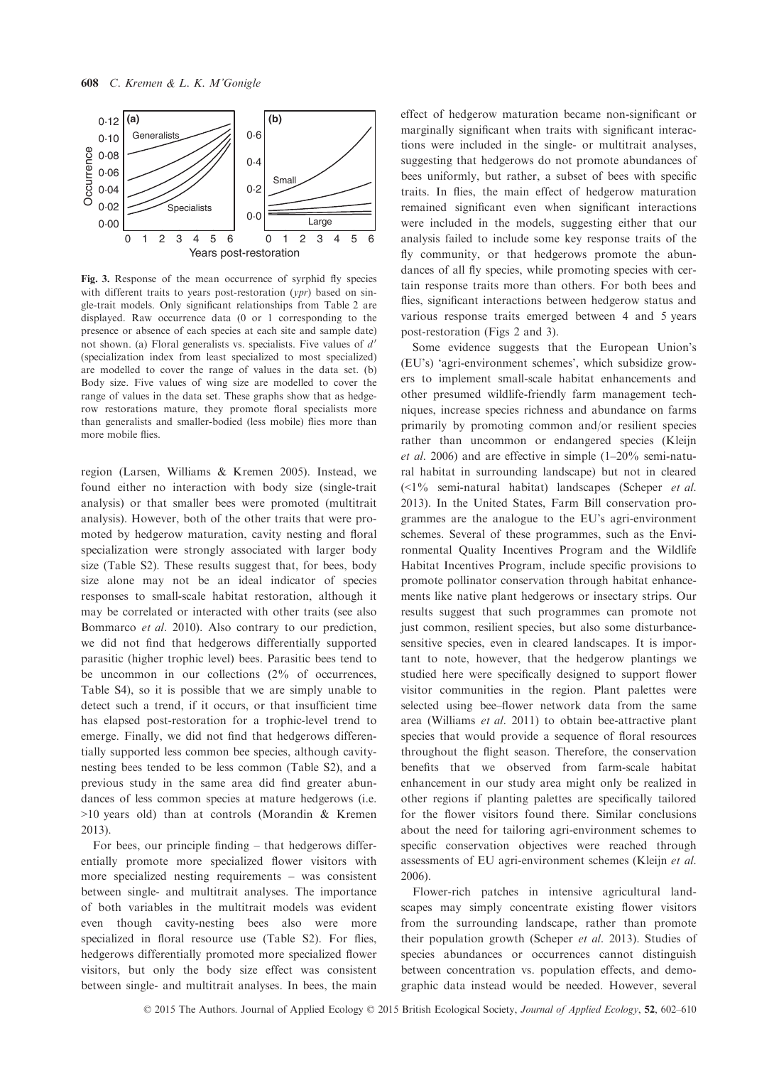Fig. 3. Response of the mean occurrence of syrphid fly species with different traits to years post-restoration (*ypr*) based on single-trait models. Only significant relationships from Table 2 are displayed. Raw occurrence data (0 or 1 corresponding to the presence or absence of each species at each site and sample date) not shown. (a) Floral generalists vs. specialists. Five values of $d'$ (specialization index from least specialized to most specialized) are modelled to cover the range of values in the data set. (b) Body size. Five values of wing size are modelled to cover the range of values in the data set. These graphs show that as hedgerow restorations mature, they promote floral specialists more than generalists and smaller-bodied (less mobile) flies more than more mobile flies.

region (Larsen, Williams & Kremen 2005). Instead, we found either no interaction with body size (single-trait analysis) or that smaller bees were promoted (multitrait analysis). However, both of the other traits that were promoted by hedgerow maturation, cavity nesting and floral specialization were strongly associated with larger body size (Table S2). These results suggest that, for bees, body size alone may not be an ideal indicator of species responses to small-scale habitat restoration, although it may be correlated or interacted with other traits (see also Bommarco *et al*. 2010). Also contrary to our prediction, we did not find that hedgerows differentially supported parasitic (higher trophic level) bees. Parasitic bees tend to be uncommon in our collections (2% of occurrences, Table S4), so it is possible that we are simply unable to detect such a trend, if it occurs, or that insufficient time has elapsed post-restoration for a trophic-level trend to emerge. Finally, we did not find that hedgerows differentially supported less common bee species, although cavity-nesting bees tended to be less common (Table S2), and a previous study in the same area did find greater abundances of less common species at mature hedgerows (i.e. >10 years old) than at controls (Morandin & Kremen 2013).

For bees, our principle finding – that hedgerows differentially promote more specialized flower visitors with more specialized nesting requirements – was consistent between single- and multitrait analyses. The importance of both variables in the multitrait models was evident even though cavity-nesting bees also were more specialized in floral resource use (Table S2). For flies, hedgerows differentially promoted more specialized flower visitors, but only the body size effect was consistent between single- and multitrait analyses. In bees, the main effect of hedgerow maturation became non-significant or marginally significant when traits with significant interactions were included in the single- or multitrait analyses, suggesting that hedgerows do not promote abundances of bees uniformly, but rather, a subset of bees with specific traits. In flies, the main effect of hedgerow maturation remained significant even when significant interactions were included in the models, suggesting either that our analysis failed to include some key response traits of the fly community, or that hedgerows promote the abundances of all fly species, while promoting species with certain response traits more than others. For both bees and flies, significant interactions between hedgerow status and various response traits emerged between 4 and 5 years post-restoration (Figs 2 and 3).

Some evidence suggests that the European Union's (EU's) 'agri-environment schemes', which subsidize growers to implement small-scale habitat enhancements and other presumed wildlife-friendly farm management techniques, increase species richness and abundance on farms primarily by promoting common and/or resilient species rather than uncommon or endangered species (Kleijn *et al*. 2006) and are effective in simple (1–20% semi-natural habitat in surrounding landscape) but not in cleared (<1% semi-natural habitat) landscapes (Scheper *et al*. 2013). In the United States, Farm Bill conservation programmes are the analogue to the EU's agri-environment schemes. Several of these programmes, such as the Environmental Quality Incentives Program and the Wildlife Habitat Incentives Program, include specific provisions to promote pollinator conservation through habitat enhancements like native plant hedgerows or insectary strips. Our results suggest that such programmes can promote not just common, resilient species, but also some disturbance-sensitive species, even in cleared landscapes. It is important to note, however, that the hedgerow plantings we studied here were specifically designed to support flower visitor communities in the region. Plant palettes were selected using bee–flower network data from the same area (Williams *et al*. 2011) to obtain bee-attractive plant species that would provide a sequence of floral resources throughout the flight season. Therefore, the conservation benefits that we observed from farm-scale habitat enhancement in our study area might only be realized in other regions if planting palettes are specifically tailored for the flower visitors found there. Similar conclusions about the need for tailoring agri-environment schemes to specific conservation objectives were reached through assessments of EU agri-environment schemes (Kleijn *et al*. 2006).

Flower-rich patches in intensive agricultural landscapes may simply concentrate existing flower visitors from the surrounding landscape, rather than promote their population growth (Scheper *et al*. 2013). Studies of species abundances or occurrences cannot distinguish between concentration vs. population effects, and demographic data instead would be needed. However, several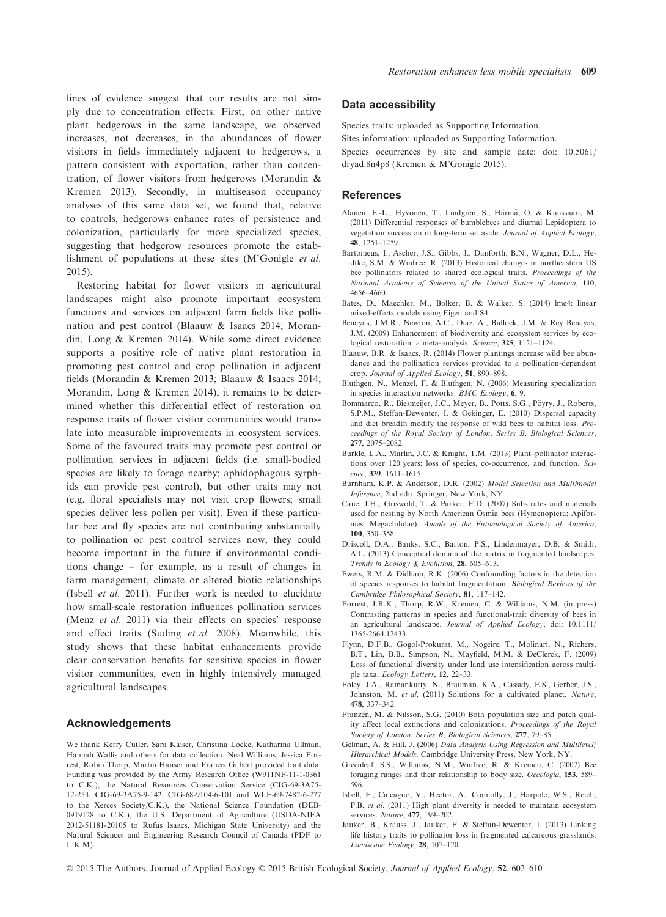lines of evidence suggest that our results are not simply due to concentration effects. First, on other native plant hedgerows in the same landscape, we observed increases, not decreases, in the abundances of flower visitors in fields immediately adjacent to hedgerows, a pattern consistent with exportation, rather than concentration, of flower visitors from hedgerows (Morandin & Kremen 2013). Secondly, in multiseason occupancy analyses of this same data set, we found that, relative to controls, hedgerows enhance rates of persistence and colonization, particularly for more specialized species, suggesting that hedgerow resources promote the establishment of populations at these sites (M'Gonigle *et al.* 2015).

Restoring habitat for flower visitors in agricultural landscapes might also promote important ecosystem functions and services on adjacent farm fields like pollination and pest control (Blaauw & Isaacs 2014; Morandin, Long & Kremen 2014). While some direct evidence supports a positive role of native plant restoration in promoting pest control and crop pollination in adjacent fields (Morandin & Kremen 2013; Blaauw & Isaacs 2014; Morandin, Long & Kremen 2014), it remains to be determined whether this differential effect of restoration on response traits of flower visitor communities would translate into measurable improvements in ecosystem services. Some of the favoured traits may promote pest control or pollination services in adjacent fields (i.e. small-bodied species are likely to forage nearby; aphidophagous syrphids can provide pest control), but other traits may not (e.g. floral specialists may not visit crop flowers; small species deliver less pollen per visit). Even if these particular bee and fly species are not contributing substantially to pollination or pest control services now, they could become important in the future if environmental conditions change – for example, as a result of changes in farm management, climate or altered biotic relationships (Isbell *et al.* 2011). Further work is needed to elucidate how small-scale restoration influences pollination services (Menz *et al.* 2011) via their effects on species' response and effect traits (Suding *et al.* 2008). Meanwhile, this study shows that these habitat enhancements provide clear conservation benefits for sensitive species in flower visitor communities, even in highly intensively managed agricultural landscapes.

## Acknowledgements

We thank Kerry Cutler, Sara Kaiser, Christina Locke, Katharina Ullman, Hannah Wallis and others for data collection. Neal Williams, Jessica Forrest, Robin Thorp, Martin Hauser and Francis Gilbert provided trait data. Funding was provided by the Army Research Office (W911NF-11-1-0361 to C.K.), the Natural Resources Conservation Service (CIG-69-3A75-12-253, CIG-69-3A75-9-142, CIG-68-9104-6-101 and WLF-69-7482-6-277 to the Xerces Society/C.K.), the National Science Foundation (DEB-0919128 to C.K.), the U.S. Department of Agriculture (USDA-NIFA 2012-51181-20105 to Rufus Isaacs, Michigan State University) and the Natural Sciences and Engineering Research Council of Canada (PDF to L.K.M).

## Data accessibility

Species traits: uploaded as Supporting Information.
Sites information: uploaded as Supporting Information.
Species occurrences by site and sample date: doi: 10.5061/dryad.8n4p8 (Kremen & M'Gonigle 2015).

## References

Alanen, E.-L., Hyvönen, T., Lindgren, S., Härmä, O. & Kuussaari, M. (2011) Differential responses of bumblebees and diurnal Lepidoptera to vegetation succession in long-term set aside. *Journal of Applied Ecology*, **48**, 1251–1259.

Bartomeus, I., Ascher, J.S., Gibbs, J., Danforth, B.N., Wagner, D.L., Hedtke, S.M. & Winfree, R. (2013) Historical changes in northeastern US bee pollinators related to shared ecological traits. *Proceedings of the National Academy of Sciences of the United States of America*, **110**, 4656–4660.

Bates, D., Maechler, M., Bolker, B. & Walker, S. (2014) lme4: linear mixed-effects models using Eigen and S4.

Benayas, J.M.R., Newton, A.C., Diaz, A., Bullock, J.M. & Rey Benayas, J.M. (2009) Enhancement of biodiversity and ecosystem services by ecological restoration: a meta-analysis. *Science*, **325**, 1121–1124.

Blaauw, B.R. & Isaacs, R. (2014) Flower plantings increase wild bee abundance and the pollination services provided to a pollination-dependent crop. *Journal of Applied Ecology*, **51**, 890–898.

Bluthgen, N., Menzel, F. & Bluthgen, N. (2006) Measuring specialization in species interaction networks. *BMC Ecology*, **6**, 9.

Bommarco, R., Biesmeijer, J.C., Meyer, B., Potts, S.G., Pöyry, J., Roberts, S.P.M., Steffan-Dewenter, I. & Ockinger, E. (2010) Dispersal capacity and diet breadth modify the response of wild bees to habitat loss. *Proceedings of the Royal Society of London. Series B, Biological Sciences*, **277**, 2075–2082.

Burkle, L.A., Marlin, J.C. & Knight, T.M. (2013) Plant–pollinator interactions over 120 years: loss of species, co-occurrence, and function. *Science*, **339**, 1611–1615.

Burnham, K.P. & Anderson, D.R. (2002) *Model Selection and Multimodel Inference*, 2nd edn. Springer, New York, NY.

Cane, J.H., Griswold, T. & Parker, F.D. (2007) Substrates and materials used for nesting by North American Osmia bees (Hymenoptera: Apiformes: Megachilidae). *Annals of the Entomological Society of America*, **100**, 350–358.

Driscoll, D.A., Banks, S.C., Barton, P.S., Lindenmayer, D.B. & Smith, A.L. (2013) Conceptual domain of the matrix in fragmented landscapes. *Trends in Ecology & Evolution*, **28**, 605–613.

Ewers, R.M. & Didham, R.K. (2006) Confounding factors in the detection of species responses to habitat fragmentation. *Biological Reviews of the Cambridge Philosophical Society*, **81**, 117–142.

Forrest, J.R.K., Thorp, R.W., Kremen, C. & Williams, N.M. (in press) Contrasting patterns in species and functional-trait diversity of bees in an agricultural landscape. *Journal of Applied Ecology*, doi: 10.1111/1365-2664.12433.

Flynn, D.F.B., Gogol-Prokurat, M., Nogeire, T., Molinari, N., Richers, B.T., Lin, B.B., Simpson, N., Mayfield, M.M. & DeClerck, F. (2009) Loss of functional diversity under land use intensification across multiple taxa. *Ecology Letters*, **12**, 22–33.

Foley, J.A., Ramankutty, N., Brauman, K.A., Cassidy, E.S., Gerber, J.S., Johnston, M. *et al.* (2011) Solutions for a cultivated planet. *Nature*, **478**, 337–342.

Franzén, M. & Nilsson, S.G. (2010) Both population size and patch quality affect local extinctions and colonizations. *Proceedings of the Royal Society of London. Series B, Biological Sciences*, **277**, 79–85.

Gelman, A. & Hill, J. (2006) *Data Analysis Using Regression and Multilevel/Hierarchical Models*. Cambridge University Press, New York, NY.

Greenleaf, S.S., Williams, N.M., Winfree, R. & Kremen, C. (2007) Bee foraging ranges and their relationship to body size. *Oecologia*, **153**, 589–596.

Isbell, F., Calcagno, V., Hector, A., Connolly, J., Harpole, W.S., Reich, P.B. *et al.* (2011) High plant diversity is needed to maintain ecosystem services. *Nature*, **477**, 199–202.

Jauker, B., Krauss, J., Jauker, F. & Steffan-Dewenter, I. (2013) Linking life history traits to pollinator loss in fragmented calcareous grasslands. *Landscape Ecology*, **28**, 107–120.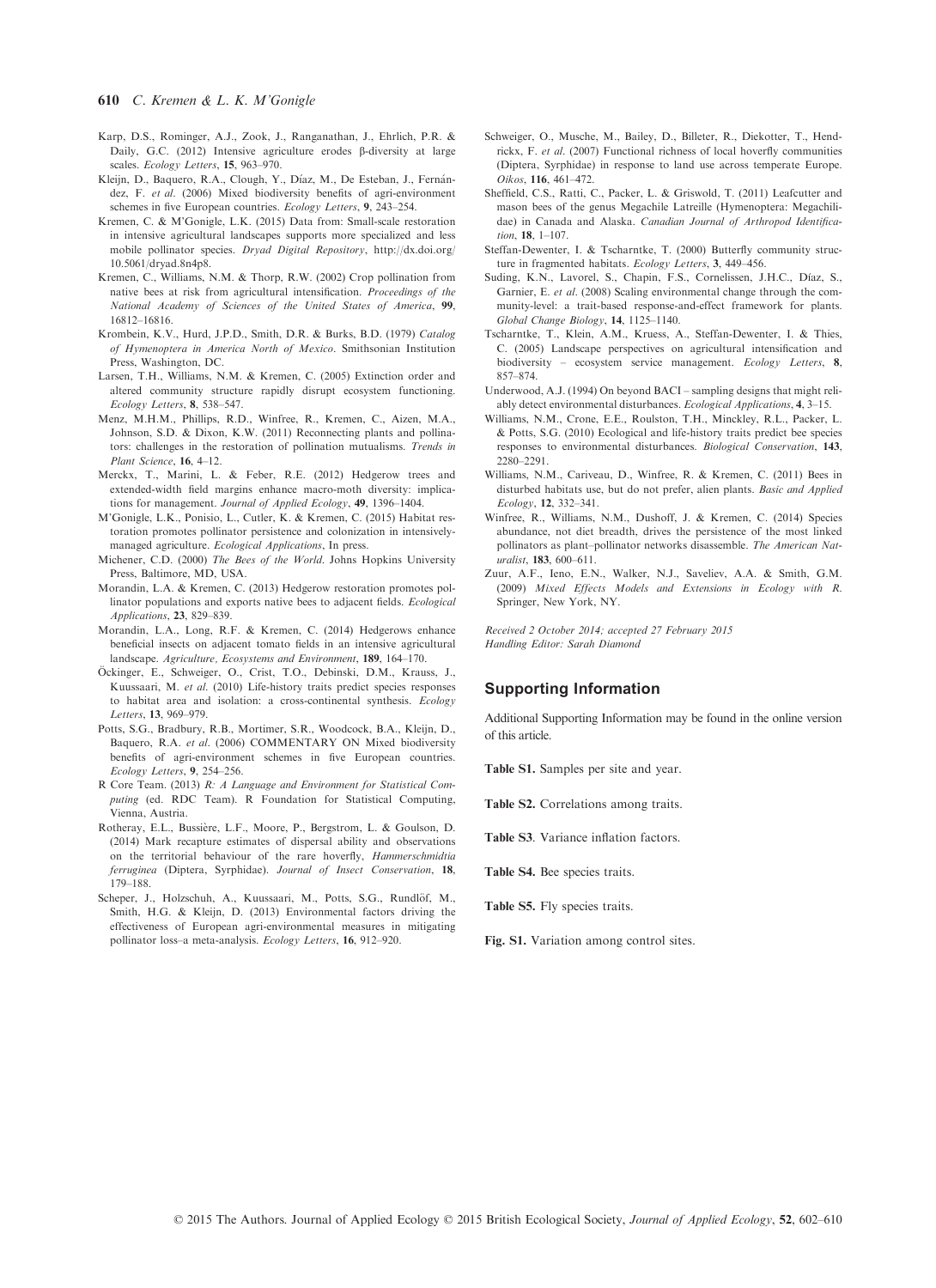Karp, D.S., Rominger, A.J., Zook, J., Ranganathan, J., Ehrlich, P.R. & Daily, G.C. (2012) Intensive agriculture erodes β-diversity at large scales. *Ecology Letters*, **15**, 963–970.

Kleijn, D., Baquero, R.A., Clough, Y., Díaz, M., De Esteban, J., Fernández, F. *et al*. (2006) Mixed biodiversity benefits of agri-environment schemes in five European countries. *Ecology Letters*, **9**, 243–254.

Kremen, C. & M'Gonigle, L.K. (2015) Data from: Small-scale restoration in intensive agricultural landscapes supports more specialized and less mobile pollinator species. *Dryad Digital Repository*, http://dx.doi.org/10.5061/dryad.8n4p8.

Kremen, C., Williams, N.M. & Thorp, R.W. (2002) Crop pollination from native bees at risk from agricultural intensification. *Proceedings of the National Academy of Sciences of the United States of America*, **99**, 16812–16816.

Krombein, K.V., Hurd, J.P.D., Smith, D.R. & Burks, B.D. (1979) *Catalog of Hymenoptera in America North of Mexico*. Smithsonian Institution Press, Washington, DC.

Larsen, T.H., Williams, N.M. & Kremen, C. (2005) Extinction order and altered community structure rapidly disrupt ecosystem functioning. *Ecology Letters*, **8**, 538–547.

Menz, M.H.M., Phillips, R.D., Winfree, R., Kremen, C., Aizen, M.A., Johnson, S.D. & Dixon, K.W. (2011) Reconnecting plants and pollinators: challenges in the restoration of pollination mutualisms. *Trends in Plant Science*, **16**, 4–12.

Merckx, T., Marini, L. & Feber, R.E. (2012) Hedgerow trees and extended-width field margins enhance macro-moth diversity: implications for management. *Journal of Applied Ecology*, **49**, 1396–1404.

M'Gonigle, L.K., Ponisio, L., Cutler, K. & Kremen, C. (2015) Habitat restoration promotes pollinator persistence and colonization in intensively-managed agriculture. *Ecological Applications*, In press.

Michener, C.D. (2000) *The Bees of the World*. Johns Hopkins University Press, Baltimore, MD, USA.

Morandin, L.A. & Kremen, C. (2013) Hedgerow restoration promotes pollinator populations and exports native bees to adjacent fields. *Ecological Applications*, **23**, 829–839.

Morandin, L.A., Long, R.F. & Kremen, C. (2014) Hedgerows enhance beneficial insects on adjacent tomato fields in an intensive agricultural landscape. *Agriculture, Ecosystems and Environment*, **189**, 164–170.

Öckinger, E., Schweiger, O., Crist, T.O., Debinski, D.M., Krauss, J., Kuussaari, M. *et al*. (2010) Life-history traits predict species responses to habitat area and isolation: a cross-continental synthesis. *Ecology Letters*, **13**, 969–979.

Potts, S.G., Bradbury, R.B., Mortimer, S.R., Woodcock, B.A., Kleijn, D., Baquero, R.A. *et al*. (2006) COMMENTARY ON Mixed biodiversity benefits of agri-environment schemes in five European countries. *Ecology Letters*, **9**, 254–256.

R Core Team. (2013) *R: A Language and Environment for Statistical Computing* (ed. RDC Team). R Foundation for Statistical Computing, Vienna, Austria.

Rotheray, E.L., Bussière, L.F., Moore, P., Bergstrom, L. & Goulson, D. (2014) Mark recapture estimates of dispersal ability and observations on the territorial behaviour of the rare hoverfly, *Hammerschmidtia ferruginea* (Diptera, Syrphidae). *Journal of Insect Conservation*, **18**, 179–188.

Scheper, J., Holzschuh, A., Kuussaari, M., Potts, S.G., Rundlöf, M., Smith, H.G. & Kleijn, D. (2013) Environmental factors driving the effectiveness of European agri-environmental measures in mitigating pollinator loss–a meta-analysis. *Ecology Letters*, **16**, 912–920.

Schweiger, O., Musche, M., Bailey, D., Billeter, R., Diekotter, T., Hendrickx, F. *et al*. (2007) Functional richness of local hoverfly communities (Diptera, Syrphidae) in response to land use across temperate Europe. *Oikos*, **116**, 461–472.

Sheffield, C.S., Ratti, C., Packer, L. & Griswold, T. (2011) Leafcutter and mason bees of the genus Megachile Latreille (Hymenoptera: Megachilidae) in Canada and Alaska. *Canadian Journal of Arthropod Identification*, **18**, 1–107.

Steffan-Dewenter, I. & Tscharntke, T. (2000) Butterfly community structure in fragmented habitats. *Ecology Letters*, **3**, 449–456.

Suding, K.N., Lavorel, S., Chapin, F.S., Cornelissen, J.H.C., Díaz, S., Garnier, E. *et al*. (2008) Scaling environmental change through the community-level: a trait-based response-and-effect framework for plants. *Global Change Biology*, **14**, 1125–1140.

Tscharntke, T., Klein, A.M., Kruess, A., Steffan-Dewenter, I. & Thies, C. (2005) Landscape perspectives on agricultural intensification and biodiversity – ecosystem service management. *Ecology Letters*, **8**, 857–874.

Underwood, A.J. (1994) On beyond BACI – sampling designs that might reliably detect environmental disturbances. *Ecological Applications*, **4**, 3–15.

Williams, N.M., Crone, E.E., Roulston, T.H., Minckley, R.L., Packer, L. & Potts, S.G. (2010) Ecological and life-history traits predict bee species responses to environmental disturbances. *Biological Conservation*, **143**, 2280–2291.

Williams, N.M., Cariveau, D., Winfree, R. & Kremen, C. (2011) Bees in disturbed habitats use, but do not prefer, alien plants. *Basic and Applied Ecology*, **12**, 332–341.

Winfree, R., Williams, N.M., Dushoff, J. & Kremen, C. (2014) Species abundance, not diet breadth, drives the persistence of the most linked pollinators as plant–pollinator networks disassemble. *The American Naturalist*, **183**, 600–611.

Zuur, A.F., Ieno, E.N., Walker, N.J., Saveliev, A.A. & Smith, G.M. (2009) *Mixed Effects Models and Extensions in Ecology with R*. Springer, New York, NY.

*Received 2 October 2014; accepted 27 February 2015*
*Handling Editor: Sarah Diamond*

## Supporting Information

Additional Supporting Information may be found in the online version of this article.

**Table S1.** Samples per site and year.

**Table S2.** Correlations among traits.

**Table S3**. Variance inflation factors.

**Table S4.** Bee species traits.

**Table S5.** Fly species traits.

**Fig. S1.** Variation among control sites.